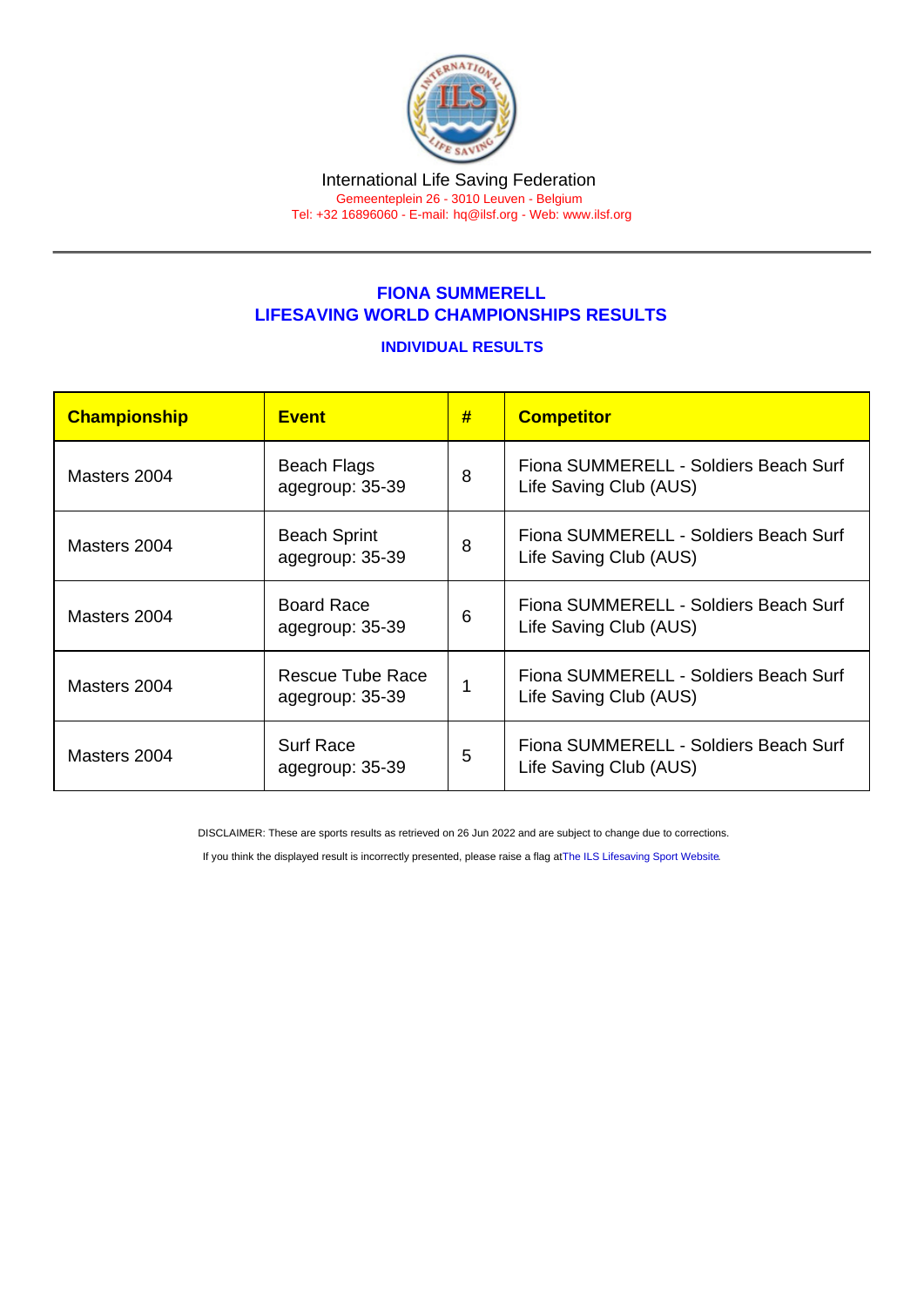International Life Saving Federation
Gemeenteplein 26 - 3010 Leuven - Belgium
Tel: +32 16896060 - E-mail: hq@ilsf.org - Web: www.ilsf.org

## FIONA SUMMERELL
## LIFESAVING WORLD CHAMPIONSHIPS RESULTS

### INDIVIDUAL RESULTS

| Championship | Event | # | Competitor |
|---|---|---|---|
| Masters 2004 | Beach Flags agegroup: 35-39 | 8 | Fiona SUMMERELL - Soldiers Beach Surf Life Saving Club (AUS) |
| Masters 2004 | Beach Sprint agegroup: 35-39 | 8 | Fiona SUMMERELL - Soldiers Beach Surf Life Saving Club (AUS) |
| Masters 2004 | Board Race agegroup: 35-39 | 6 | Fiona SUMMERELL - Soldiers Beach Surf Life Saving Club (AUS) |
| Masters 2004 | Rescue Tube Race agegroup: 35-39 | 1 | Fiona SUMMERELL - Soldiers Beach Surf Life Saving Club (AUS) |
| Masters 2004 | Surf Race agegroup: 35-39 | 5 | Fiona SUMMERELL - Soldiers Beach Surf Life Saving Club (AUS) |

DISCLAIMER: These are sports results as retrieved on 26 Jun 2022 and are subject to change due to corrections.

If you think the displayed result is incorrectly presented, please raise a flag at The ILS Lifesaving Sport Website.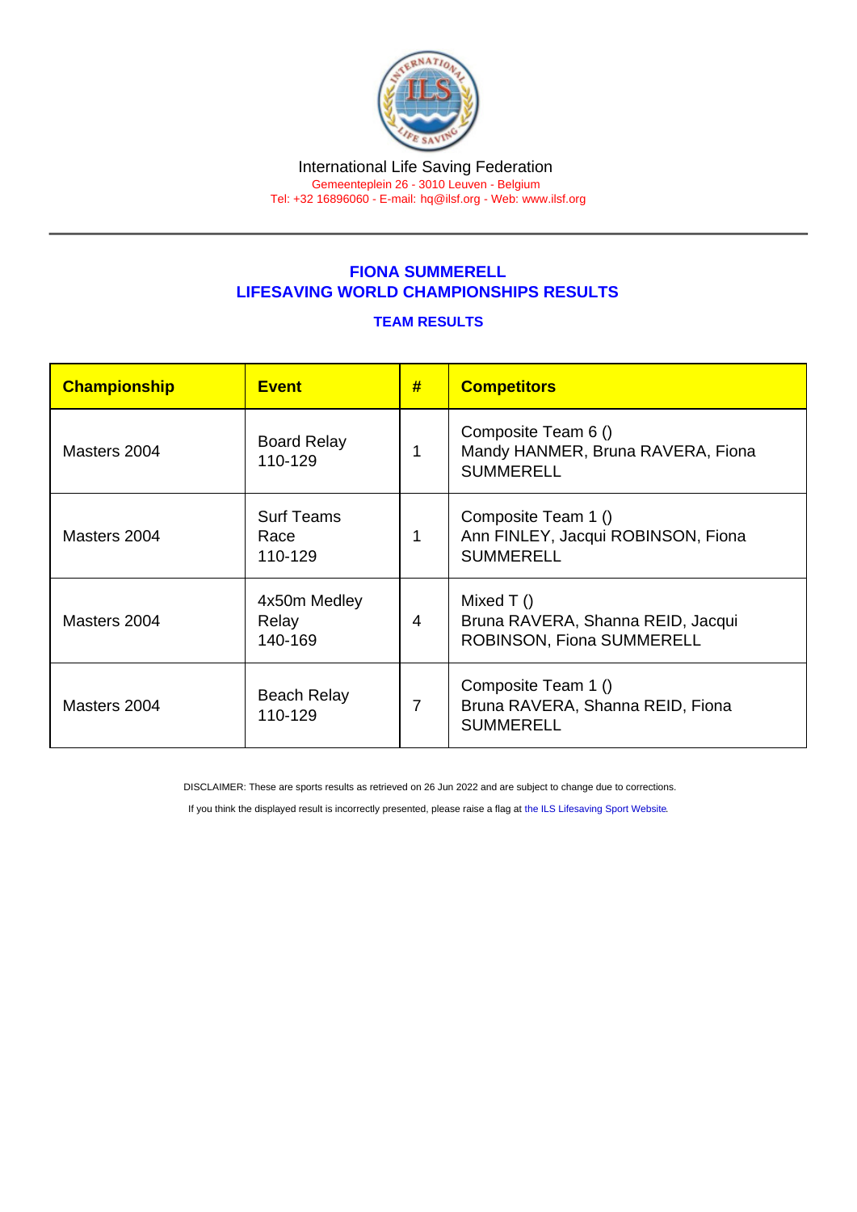International Life Saving Federation
Gemeenteplein 26 - 3010 Leuven - Belgium
Tel: +32 16896060 - E-mail: hq@ilsf.org - Web: www.ilsf.org

## FIONA SUMMERELL
## LIFESAVING WORLD CHAMPIONSHIPS RESULTS

### TEAM RESULTS

| Championship | Event | # | Competitors |
|---|---|---|---|
| Masters 2004 | Board Relay 110-129 | 1 | Composite Team 6 () Mandy HANMER, Bruna RAVERA, Fiona SUMMERELL |
| Masters 2004 | Surf Teams Race 110-129 | 1 | Composite Team 1 () Ann FINLEY, Jacqui ROBINSON, Fiona SUMMERELL |
| Masters 2004 | 4x50m Medley Relay 140-169 | 4 | Mixed T () Bruna RAVERA, Shanna REID, Jacqui ROBINSON, Fiona SUMMERELL |
| Masters 2004 | Beach Relay 110-129 | 7 | Composite Team 1 () Bruna RAVERA, Shanna REID, Fiona SUMMERELL |

DISCLAIMER: These are sports results as retrieved on 26 Jun 2022 and are subject to change due to corrections.

If you think the displayed result is incorrectly presented, please raise a flag at the ILS Lifesaving Sport Website.